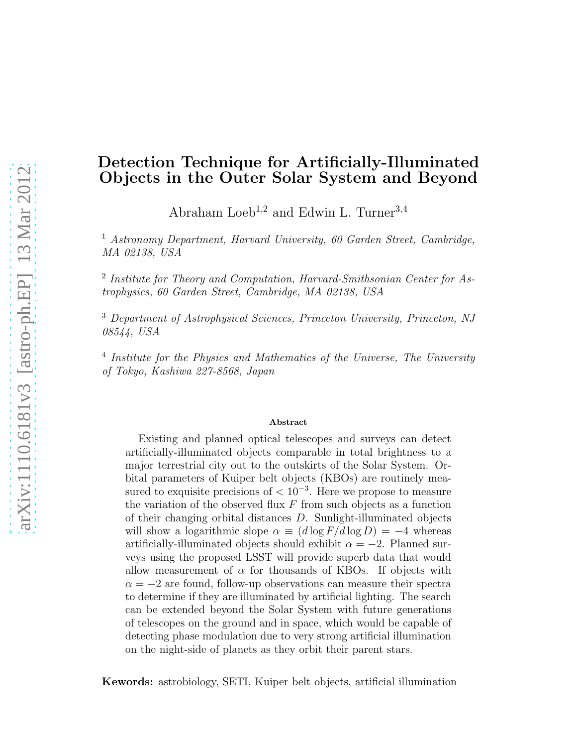# Detection Technique for Artificially-Illuminated Objects in the Outer Solar System and Beyond

Abraham Loeb[1,2] and Edwin L. Turner[3,4]

[1] *Astronomy Department, Harvard University, 60 Garden Street, Cambridge, MA 02138, USA*

[2] *Institute for Theory and Computation, Harvard-Smithsonian Center for Astrophysics, 60 Garden Street, Cambridge, MA 02138, USA*

[3] *Department of Astrophysical Sciences, Princeton University, Princeton, NJ 08544, USA*

[4] *Institute for the Physics and Mathematics of the Universe, The University of Tokyo, Kashiwa 227-8568, Japan*

### Abstract

Existing and planned optical telescopes and surveys can detect artificially-illuminated objects comparable in total brightness to a major terrestrial city out to the outskirts of the Solar System. Orbital parameters of Kuiper belt objects (KBOs) are routinely measured to exquisite precisions of $< 10^{-3}$. Here we propose to measure the variation of the observed flux $F$ from such objects as a function of their changing orbital distances $D$. Sunlight-illuminated objects will show a logarithmic slope $\alpha \equiv (d \log F / d \log D) = -4$ whereas artificially-illuminated objects should exhibit $\alpha = -2$. Planned surveys using the proposed LSST will provide superb data that would allow measurement of $\alpha$ for thousands of KBOs. If objects with $\alpha = -2$ are found, follow-up observations can measure their spectra to determine if they are illuminated by artificial lighting. The search can be extended beyond the Solar System with future generations of telescopes on the ground and in space, which would be capable of detecting phase modulation due to very strong artificial illumination on the night-side of planets as they orbit their parent stars.

**Kewords:** astrobiology, SETI, Kuiper belt objects, artificial illumination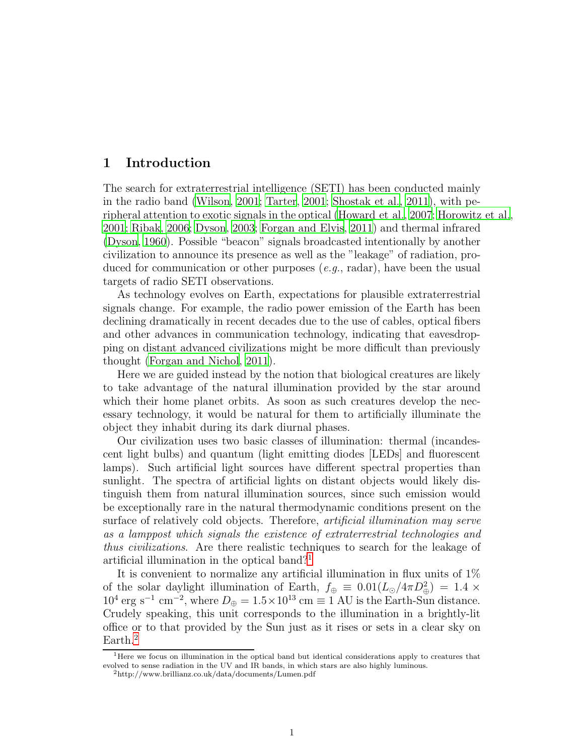# 1 Introduction

The search for extraterrestrial intelligence (SETI) has been conducted mainly in the radio band (Wilson, 2001; Tarter, 2001; Shostak et al., 2011), with peripheral attention to exotic signals in the optical (Howard et al., 2007; Horowitz et al., 2001; Ribak, 2006; Dyson, 2003; Forgan and Elvis, 2011) and thermal infrared (Dyson, 1960). Possible "beacon" signals broadcasted intentionally by another civilization to announce its presence as well as the "leakage" of radiation, produced for communication or other purposes (*e.g.*, radar), have been the usual targets of radio SETI observations.

As technology evolves on Earth, expectations for plausible extraterrestrial signals change. For example, the radio power emission of the Earth has been declining dramatically in recent decades due to the use of cables, optical fibers and other advances in communication technology, indicating that eavesdropping on distant advanced civilizations might be more difficult than previously thought (Forgan and Nichol, 2011).

Here we are guided instead by the notion that biological creatures are likely to take advantage of the natural illumination provided by the star around which their home planet orbits. As soon as such creatures develop the necessary technology, it would be natural for them to artificially illuminate the object they inhabit during its dark diurnal phases.

Our civilization uses two basic classes of illumination: thermal (incandescent light bulbs) and quantum (light emitting diodes [LEDs] and fluorescent lamps). Such artificial light sources have different spectral properties than sunlight. The spectra of artificial lights on distant objects would likely distinguish them from natural illumination sources, since such emission would be exceptionally rare in the natural thermodynamic conditions present on the surface of relatively cold objects. Therefore, *artificial illumination may serve as a lamppost which signals the existence of extraterrestrial technologies and thus civilizations*. Are there realistic techniques to search for the leakage of artificial illumination in the optical band?[1]

It is convenient to normalize any artificial illumination in flux units of 1% of the solar daylight illumination of Earth, $f_{\oplus} \equiv 0.01(L_{\odot}/4\pi D_{\oplus}^2) = 1.4 \times 10^4$ erg s$^{-1}$ cm$^{-2}$, where $D_{\oplus} = 1.5\times10^{13}$ cm $\equiv 1$ AU is the Earth-Sun distance. Crudely speaking, this unit corresponds to the illumination in a brightly-lit office or to that provided by the Sun just as it rises or sets in a clear sky on Earth.[2]

---

[1] Here we focus on illumination in the optical band but identical considerations apply to creatures that evolved to sense radiation in the UV and IR bands, in which stars are also highly luminous.

[2] http://www.brillianz.co.uk/data/documents/Lumen.pdf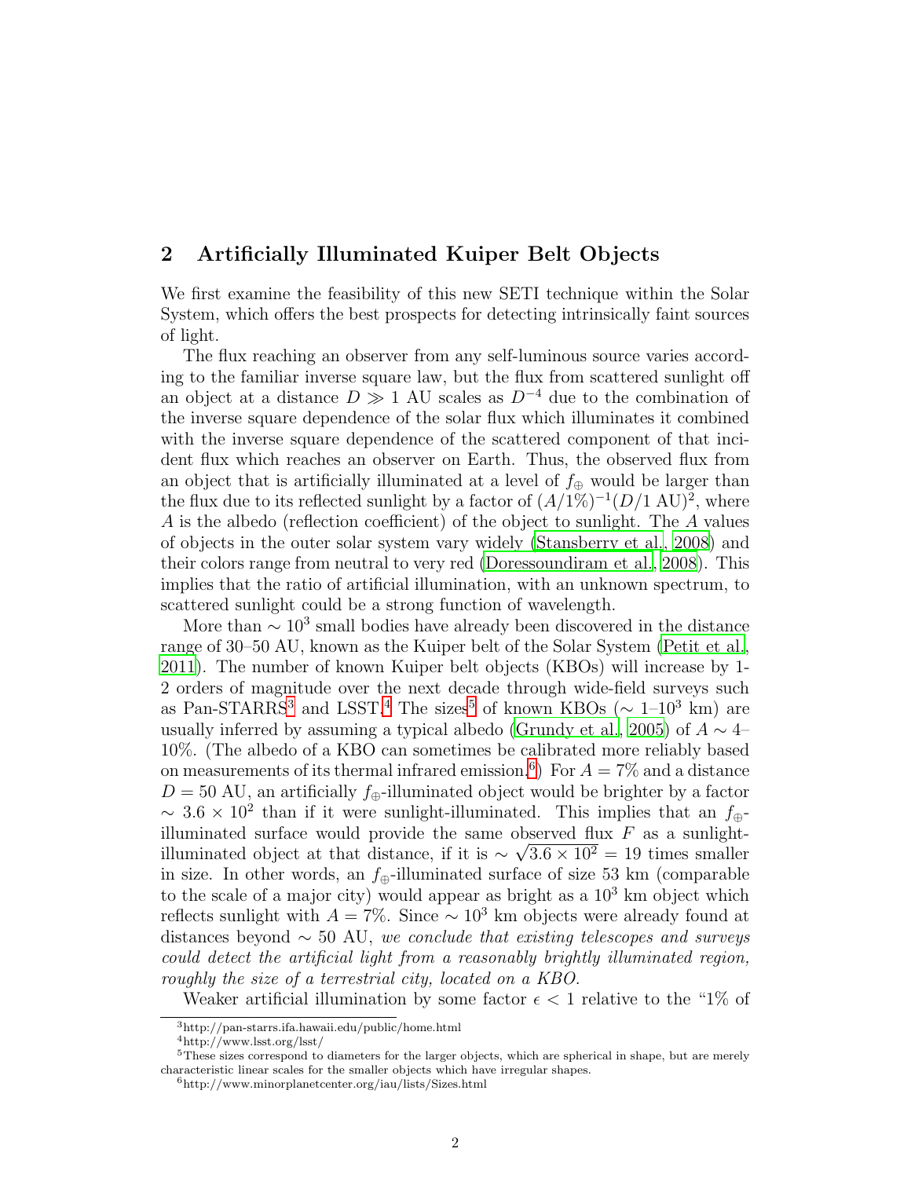## 2 Artificially Illuminated Kuiper Belt Objects

We first examine the feasibility of this new SETI technique within the Solar System, which offers the best prospects for detecting intrinsically faint sources of light.

The flux reaching an observer from any self-luminous source varies according to the familiar inverse square law, but the flux from scattered sunlight off an object at a distance $D \gg 1$ AU scales as $D^{-4}$ due to the combination of the inverse square dependence of the solar flux which illuminates it combined with the inverse square dependence of the scattered component of that incident flux which reaches an observer on Earth. Thus, the observed flux from an object that is artificially illuminated at a level of $f_\oplus$ would be larger than the flux due to its reflected sunlight by a factor of $(A/1\%)^{-1}(D/1\text{ AU})^2$, where $A$ is the albedo (reflection coefficient) of the object to sunlight. The $A$ values of objects in the outer solar system vary widely (Stansberry et al., 2008) and their colors range from neutral to very red (Doressoundiram et al., 2008). This implies that the ratio of artificial illumination, with an unknown spectrum, to scattered sunlight could be a strong function of wavelength.

More than $\sim 10^3$ small bodies have already been discovered in the distance range of 30–50 AU, known as the Kuiper belt of the Solar System (Petit et al., 2011). The number of known Kuiper belt objects (KBOs) will increase by 1-2 orders of magnitude over the next decade through wide-field surveys such as Pan-STARRS[3] and LSST.[4] The sizes[5] of known KBOs ($\sim$ 1–$10^3$ km) are usually inferred by assuming a typical albedo (Grundy et al., 2005) of $A \sim$ 4–10%. (The albedo of a KBO can sometimes be calibrated more reliably based on measurements of its thermal infrared emission.[6]) For $A = 7\%$ and a distance $D = 50$ AU, an artificially $f_\oplus$-illuminated object would be brighter by a factor $\sim 3.6 \times 10^2$ than if it were sunlight-illuminated. This implies that an $f_\oplus$-illuminated surface would provide the same observed flux $F$ as a sunlight-illuminated object at that distance, if it is $\sim \sqrt{3.6 \times 10^2} = 19$ times smaller in size. In other words, an $f_\oplus$-illuminated surface of size 53 km (comparable to the scale of a major city) would appear as bright as a $10^3$ km object which reflects sunlight with $A = 7\%$. Since $\sim 10^3$ km objects were already found at distances beyond $\sim 50$ AU, *we conclude that existing telescopes and surveys could detect the artificial light from a reasonably brightly illuminated region, roughly the size of a terrestrial city, located on a KBO.*

Weaker artificial illumination by some factor $\epsilon < 1$ relative to the "1% of

[3] http://pan-starrs.ifa.hawaii.edu/public/home.html

[4] http://www.lsst.org/lsst/

[5] These sizes correspond to diameters for the larger objects, which are spherical in shape, but are merely characteristic linear scales for the smaller objects which have irregular shapes.

[6] http://www.minorplanetcenter.org/iau/lists/Sizes.html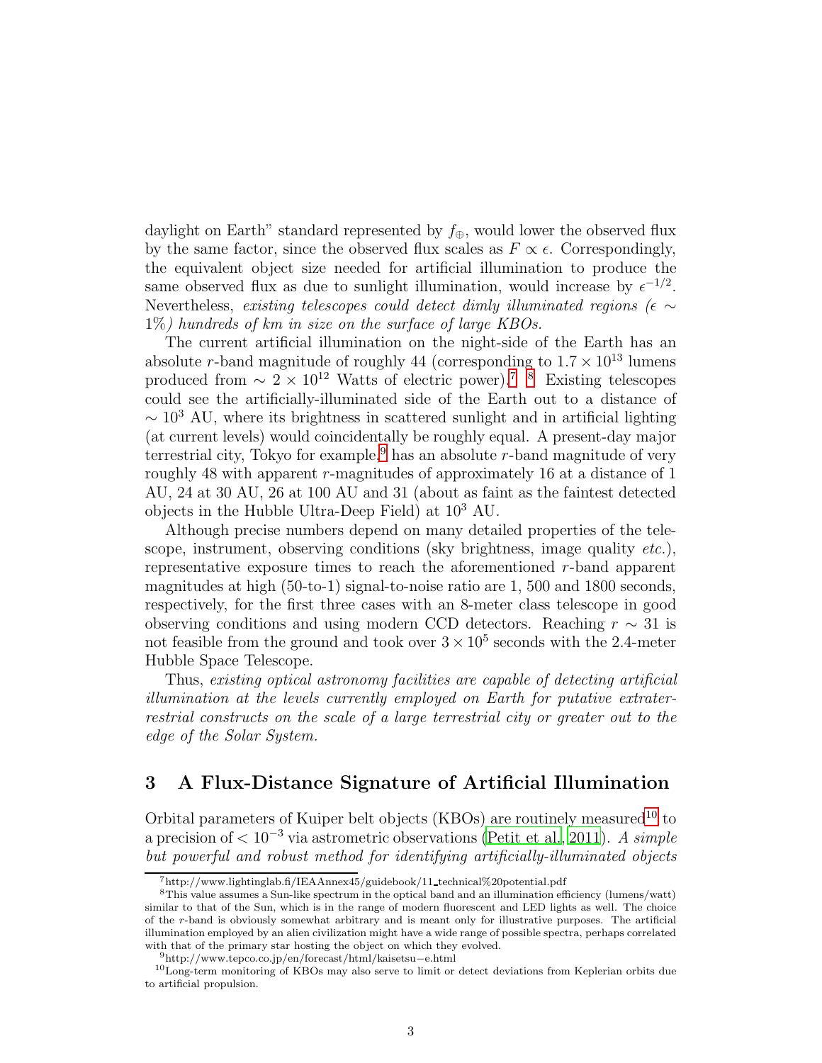daylight on Earth" standard represented by $f_{\oplus}$, would lower the observed flux by the same factor, since the observed flux scales as $F \propto \epsilon$. Correspondingly, the equivalent object size needed for artificial illumination to produce the same observed flux as due to sunlight illumination, would increase by $\epsilon^{-1/2}$. Nevertheless, *existing telescopes could detect dimly illuminated regions ($\epsilon \sim 1\%$) hundreds of km in size on the surface of large KBOs.*

The current artificial illumination on the night-side of the Earth has an absolute $r$-band magnitude of roughly 44 (corresponding to $1.7 \times 10^{13}$ lumens produced from $\sim 2 \times 10^{12}$ Watts of electric power).[7] [8] Existing telescopes could see the artificially-illuminated side of the Earth out to a distance of $\sim 10^3$ AU, where its brightness in scattered sunlight and in artificial lighting (at current levels) would coincidentally be roughly equal. A present-day major terrestrial city, Tokyo for example,[9] has an absolute $r$-band magnitude of very roughly 48 with apparent $r$-magnitudes of approximately 16 at a distance of 1 AU, 24 at 30 AU, 26 at 100 AU and 31 (about as faint as the faintest detected objects in the Hubble Ultra-Deep Field) at $10^3$ AU.

Although precise numbers depend on many detailed properties of the telescope, instrument, observing conditions (sky brightness, image quality *etc.*), representative exposure times to reach the aforementioned $r$-band apparent magnitudes at high (50-to-1) signal-to-noise ratio are 1, 500 and 1800 seconds, respectively, for the first three cases with an 8-meter class telescope in good observing conditions and using modern CCD detectors. Reaching $r \sim 31$ is not feasible from the ground and took over $3 \times 10^5$ seconds with the 2.4-meter Hubble Space Telescope.

Thus, *existing optical astronomy facilities are capable of detecting artificial illumination at the levels currently employed on Earth for putative extraterrestrial constructs on the scale of a large terrestrial city or greater out to the edge of the Solar System.*

## 3 A Flux-Distance Signature of Artificial Illumination

Orbital parameters of Kuiper belt objects (KBOs) are routinely measured[10] to a precision of $< 10^{-3}$ via astrometric observations (Petit et al., 2011). *A simple but powerful and robust method for identifying artificially-illuminated objects*

---

[7] http://www.lightinglab.fi/IEAAnnex45/guidebook/11_technical%20potential.pdf

[8] This value assumes a Sun-like spectrum in the optical band and an illumination efficiency (lumens/watt) similar to that of the Sun, which is in the range of modern fluorescent and LED lights as well. The choice of the $r$-band is obviously somewhat arbitrary and is meant only for illustrative purposes. The artificial illumination employed by an alien civilization might have a wide range of possible spectra, perhaps correlated with that of the primary star hosting the object on which they evolved.

[9] http://www.tepco.co.jp/en/forecast/html/kaisetsu−e.html

[10] Long-term monitoring of KBOs may also serve to limit or detect deviations from Keplerian orbits due to artificial propulsion.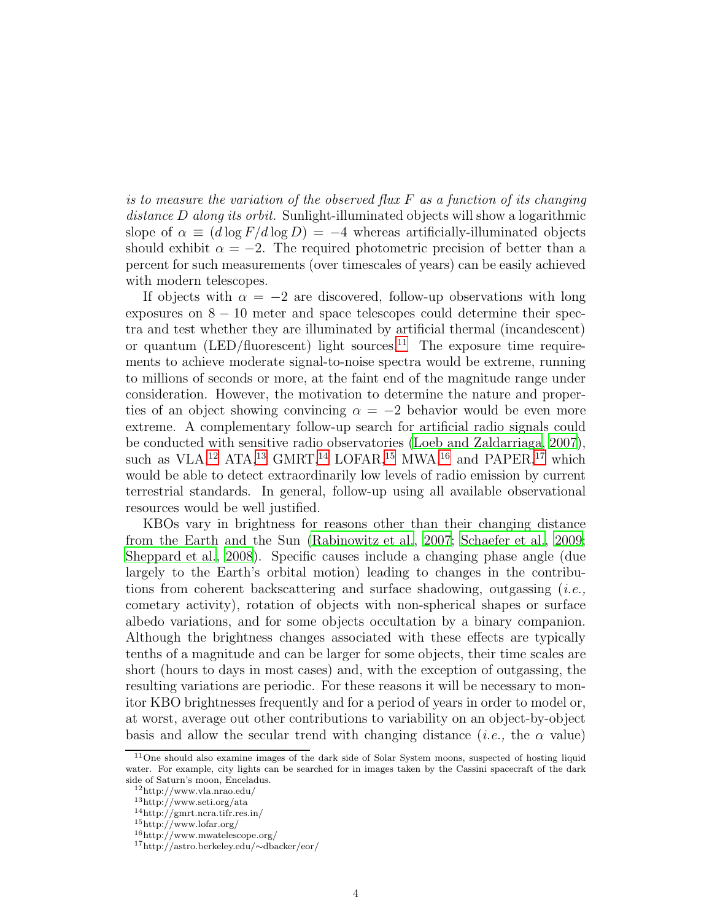*is to measure the variation of the observed flux $F$ as a function of its changing distance $D$ along its orbit.* Sunlight-illuminated objects will show a logarithmic slope of $\alpha \equiv (d \log F / d \log D) = -4$ whereas artificially-illuminated objects should exhibit $\alpha = -2$. The required photometric precision of better than a percent for such measurements (over timescales of years) can be easily achieved with modern telescopes.

If objects with $\alpha = -2$ are discovered, follow-up observations with long exposures on $8 - 10$ meter and space telescopes could determine their spectra and test whether they are illuminated by artificial thermal (incandescent) or quantum (LED/fluorescent) light sources.[11] The exposure time requirements to achieve moderate signal-to-noise spectra would be extreme, running to millions of seconds or more, at the faint end of the magnitude range under consideration. However, the motivation to determine the nature and properties of an object showing convincing $\alpha = -2$ behavior would be even more extreme. A complementary follow-up search for artificial radio signals could be conducted with sensitive radio observatories (Loeb and Zaldarriaga, 2007), such as VLA,[12] ATA,[13] GMRT,[14] LOFAR,[15] MWA,[16] and PAPER,[17] which would be able to detect extraordinarily low levels of radio emission by current terrestrial standards. In general, follow-up using all available observational resources would be well justified.

KBOs vary in brightness for reasons other than their changing distance from the Earth and the Sun (Rabinowitz et al., 2007; Schaefer et al., 2009; Sheppard et al., 2008). Specific causes include a changing phase angle (due largely to the Earth's orbital motion) leading to changes in the contributions from coherent backscattering and surface shadowing, outgassing (*i.e.,* cometary activity), rotation of objects with non-spherical shapes or surface albedo variations, and for some objects occultation by a binary companion. Although the brightness changes associated with these effects are typically tenths of a magnitude and can be larger for some objects, their time scales are short (hours to days in most cases) and, with the exception of outgassing, the resulting variations are periodic. For these reasons it will be necessary to monitor KBO brightnesses frequently and for a period of years in order to model or, at worst, average out other contributions to variability on an object-by-object basis and allow the secular trend with changing distance (*i.e.,* the $\alpha$ value)

[11] One should also examine images of the dark side of Solar System moons, suspected of hosting liquid water. For example, city lights can be searched for in images taken by the Cassini spacecraft of the dark side of Saturn's moon, Enceladus.

[12] http://www.vla.nrao.edu/

[13] http://www.seti.org/ata

[14] http://gmrt.ncra.tifr.res.in/

[15] http://www.lofar.org/

[16] http://www.mwatelescope.org/

[17] http://astro.berkeley.edu/∼dbacker/eor/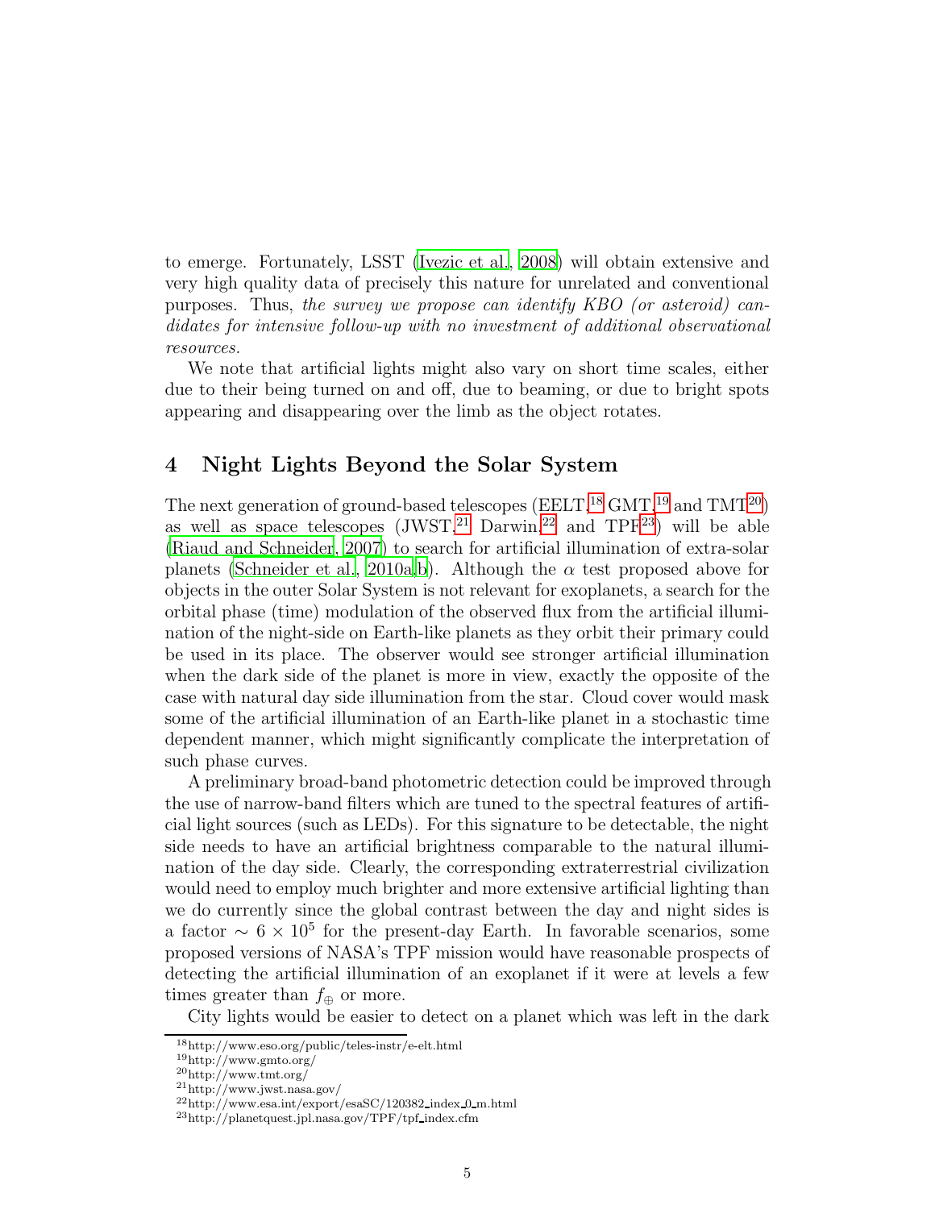to emerge. Fortunately, LSST (Ivezic et al., 2008) will obtain extensive and very high quality data of precisely this nature for unrelated and conventional purposes. Thus, *the survey we propose can identify KBO (or asteroid) candidates for intensive follow-up with no investment of additional observational resources.*

We note that artificial lights might also vary on short time scales, either due to their being turned on and off, due to beaming, or due to bright spots appearing and disappearing over the limb as the object rotates.

## 4 Night Lights Beyond the Solar System

The next generation of ground-based telescopes (EELT,[18] GMT,[19] and TMT[20]) as well as space telescopes (JWST,[21] Darwin,[22] and TPF[23]) will be able (Riaud and Schneider, 2007) to search for artificial illumination of extra-solar planets (Schneider et al., 2010a,b). Although the $\alpha$ test proposed above for objects in the outer Solar System is not relevant for exoplanets, a search for the orbital phase (time) modulation of the observed flux from the artificial illumination of the night-side on Earth-like planets as they orbit their primary could be used in its place. The observer would see stronger artificial illumination when the dark side of the planet is more in view, exactly the opposite of the case with natural day side illumination from the star. Cloud cover would mask some of the artificial illumination of an Earth-like planet in a stochastic time dependent manner, which might significantly complicate the interpretation of such phase curves.

A preliminary broad-band photometric detection could be improved through the use of narrow-band filters which are tuned to the spectral features of artificial light sources (such as LEDs). For this signature to be detectable, the night side needs to have an artificial brightness comparable to the natural illumination of the day side. Clearly, the corresponding extraterrestrial civilization would need to employ much brighter and more extensive artificial lighting than we do currently since the global contrast between the day and night sides is a factor $\sim 6 \times 10^5$ for the present-day Earth. In favorable scenarios, some proposed versions of NASA's TPF mission would have reasonable prospects of detecting the artificial illumination of an exoplanet if it were at levels a few times greater than $f_\oplus$ or more.

City lights would be easier to detect on a planet which was left in the dark

[18] http://www.eso.org/public/teles-instr/e-elt.html
[19] http://www.gmto.org/
[20] http://www.tmt.org/
[21] http://www.jwst.nasa.gov/
[22] http://www.esa.int/export/esaSC/120382_index_0_m.html
[23] http://planetquest.jpl.nasa.gov/TPF/tpf_index.cfm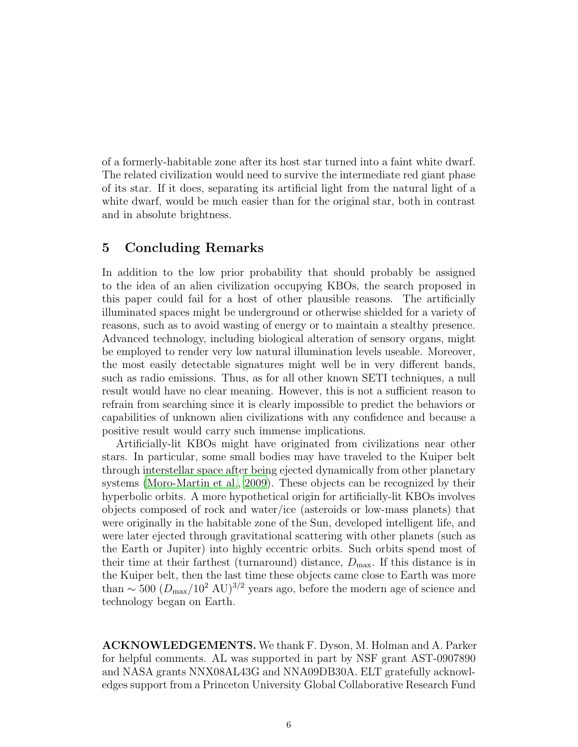of a formerly-habitable zone after its host star turned into a faint white dwarf. The related civilization would need to survive the intermediate red giant phase of its star. If it does, separating its artificial light from the natural light of a white dwarf, would be much easier than for the original star, both in contrast and in absolute brightness.

## 5 Concluding Remarks

In addition to the low prior probability that should probably be assigned to the idea of an alien civilization occupying KBOs, the search proposed in this paper could fail for a host of other plausible reasons. The artificially illuminated spaces might be underground or otherwise shielded for a variety of reasons, such as to avoid wasting of energy or to maintain a stealthy presence. Advanced technology, including biological alteration of sensory organs, might be employed to render very low natural illumination levels useable. Moreover, the most easily detectable signatures might well be in very different bands, such as radio emissions. Thus, as for all other known SETI techniques, a null result would have no clear meaning. However, this is not a sufficient reason to refrain from searching since it is clearly impossible to predict the behaviors or capabilities of unknown alien civilizations with any confidence and because a positive result would carry such immense implications.

Artificially-lit KBOs might have originated from civilizations near other stars. In particular, some small bodies may have traveled to the Kuiper belt through interstellar space after being ejected dynamically from other planetary systems (Moro-Martin et al., 2009). These objects can be recognized by their hyperbolic orbits. A more hypothetical origin for artificially-lit KBOs involves objects composed of rock and water/ice (asteroids or low-mass planets) that were originally in the habitable zone of the Sun, developed intelligent life, and were later ejected through gravitational scattering with other planets (such as the Earth or Jupiter) into highly eccentric orbits. Such orbits spend most of their time at their farthest (turnaround) distance, $D_{\rm max}$. If this distance is in the Kuiper belt, then the last time these objects came close to Earth was more than $\sim 500\ (D_{\rm max}/10^2\ {\rm AU})^{3/2}$ years ago, before the modern age of science and technology began on Earth.

**ACKNOWLEDGEMENTS.** We thank F. Dyson, M. Holman and A. Parker for helpful comments. AL was supported in part by NSF grant AST-0907890 and NASA grants NNX08AL43G and NNA09DB30A. ELT gratefully acknowledges support from a Princeton University Global Collaborative Research Fund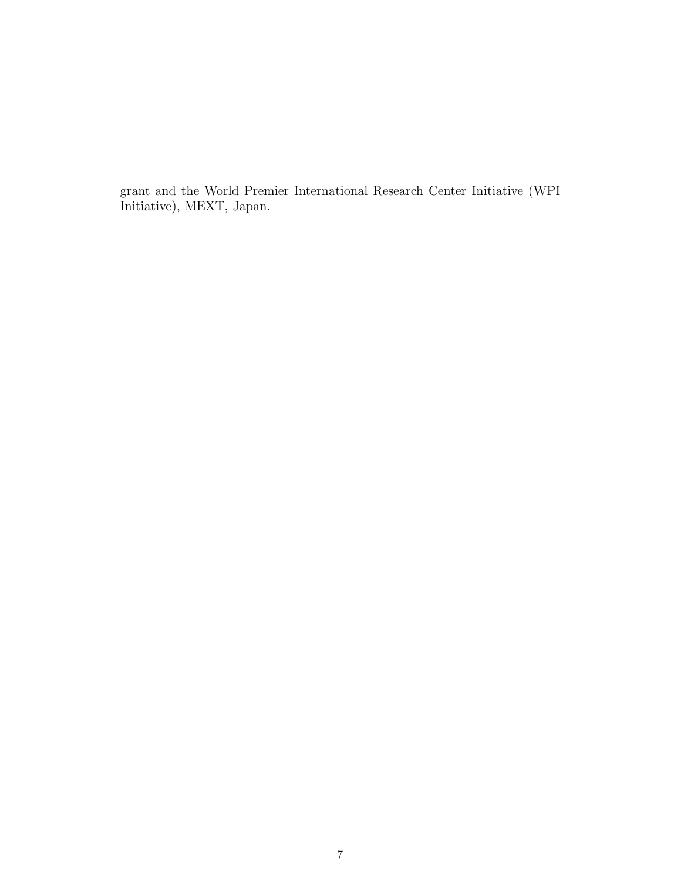grant and the World Premier International Research Center Initiative (WPI Initiative), MEXT, Japan.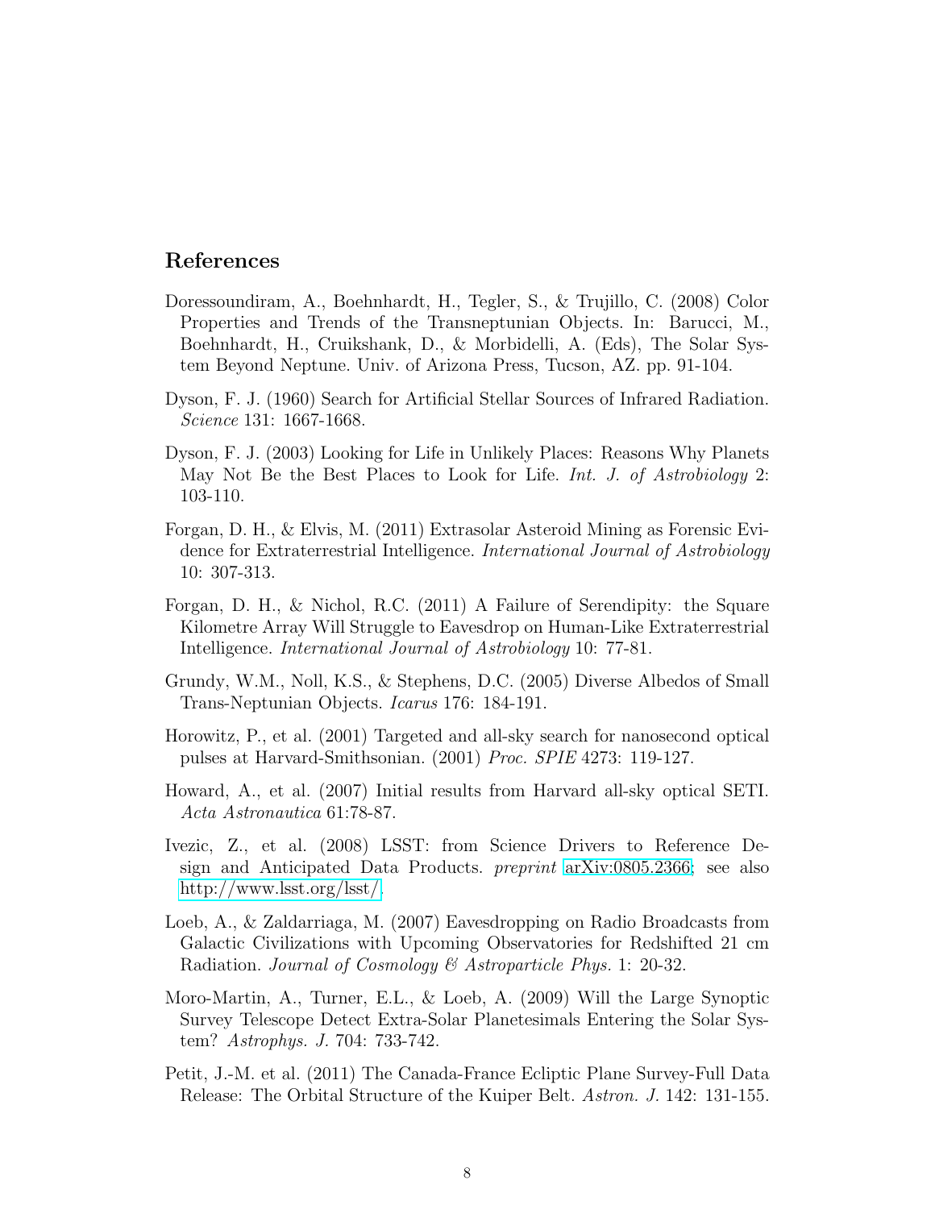## References

Doressoundiram, A., Boehnhardt, H., Tegler, S., & Trujillo, C. (2008) Color Properties and Trends of the Transneptunian Objects. In: Barucci, M., Boehnhardt, H., Cruikshank, D., & Morbidelli, A. (Eds), The Solar System Beyond Neptune. Univ. of Arizona Press, Tucson, AZ. pp. 91-104.

Dyson, F. J. (1960) Search for Artificial Stellar Sources of Infrared Radiation. *Science* 131: 1667-1668.

Dyson, F. J. (2003) Looking for Life in Unlikely Places: Reasons Why Planets May Not Be the Best Places to Look for Life. *Int. J. of Astrobiology* 2: 103-110.

Forgan, D. H., & Elvis, M. (2011) Extrasolar Asteroid Mining as Forensic Evidence for Extraterrestrial Intelligence. *International Journal of Astrobiology* 10: 307-313.

Forgan, D. H., & Nichol, R.C. (2011) A Failure of Serendipity: the Square Kilometre Array Will Struggle to Eavesdrop on Human-Like Extraterrestrial Intelligence. *International Journal of Astrobiology* 10: 77-81.

Grundy, W.M., Noll, K.S., & Stephens, D.C. (2005) Diverse Albedos of Small Trans-Neptunian Objects. *Icarus* 176: 184-191.

Horowitz, P., et al. (2001) Targeted and all-sky search for nanosecond optical pulses at Harvard-Smithsonian. (2001) *Proc. SPIE* 4273: 119-127.

Howard, A., et al. (2007) Initial results from Harvard all-sky optical SETI. *Acta Astronautica* 61:78-87.

Ivezic, Z., et al. (2008) LSST: from Science Drivers to Reference Design and Anticipated Data Products. *preprint* arXiv:0805.2366; see also http://www.lsst.org/lsst/.

Loeb, A., & Zaldarriaga, M. (2007) Eavesdropping on Radio Broadcasts from Galactic Civilizations with Upcoming Observatories for Redshifted 21 cm Radiation. *Journal of Cosmology & Astroparticle Phys.* 1: 20-32.

Moro-Martin, A., Turner, E.L., & Loeb, A. (2009) Will the Large Synoptic Survey Telescope Detect Extra-Solar Planetesimals Entering the Solar System? *Astrophys. J.* 704: 733-742.

Petit, J.-M. et al. (2011) The Canada-France Ecliptic Plane Survey-Full Data Release: The Orbital Structure of the Kuiper Belt. *Astron. J.* 142: 131-155.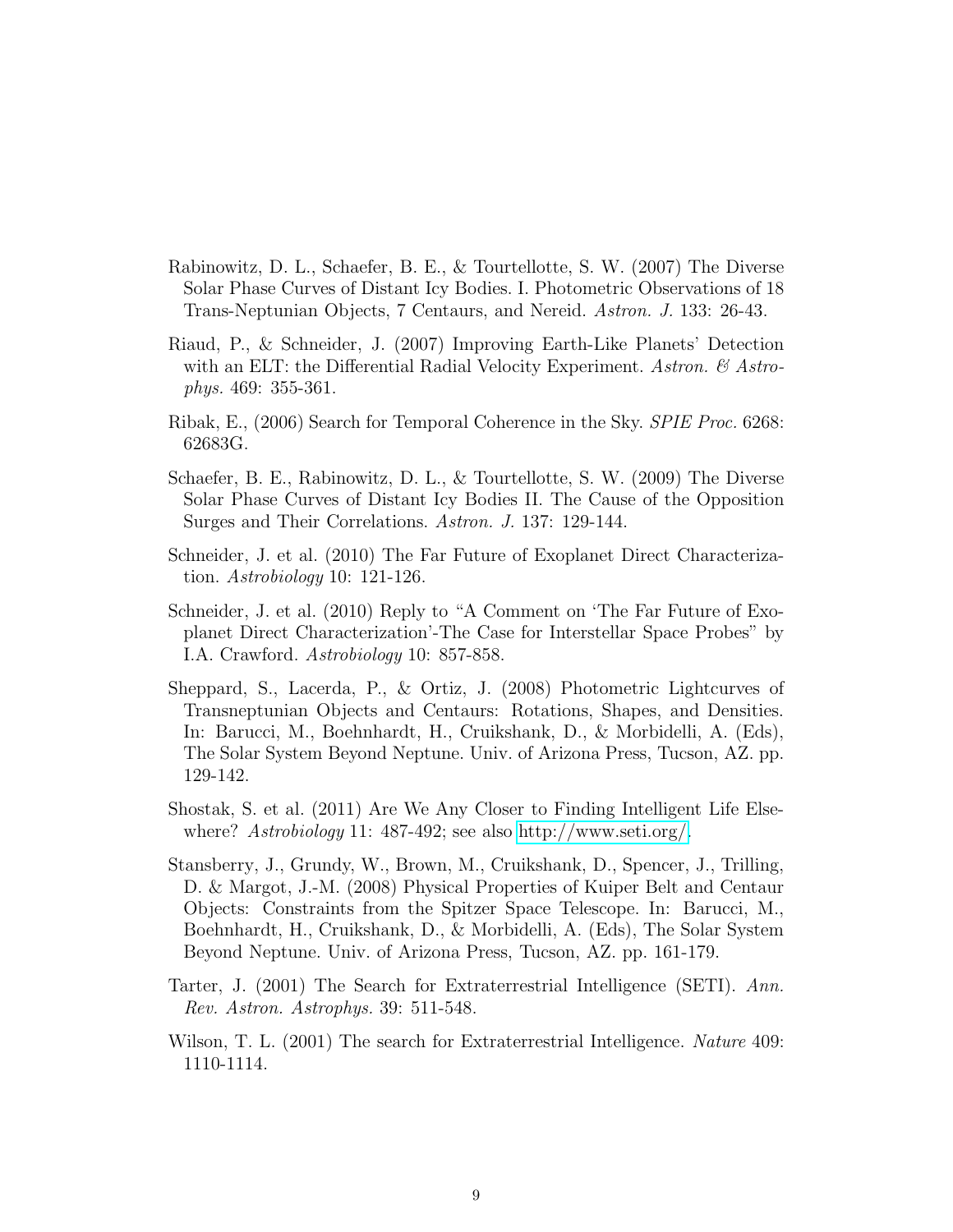Rabinowitz, D. L., Schaefer, B. E., & Tourtellotte, S. W. (2007) The Diverse Solar Phase Curves of Distant Icy Bodies. I. Photometric Observations of 18 Trans-Neptunian Objects, 7 Centaurs, and Nereid. *Astron. J.* 133: 26-43.

Riaud, P., & Schneider, J. (2007) Improving Earth-Like Planets' Detection with an ELT: the Differential Radial Velocity Experiment. *Astron. & Astrophys.* 469: 355-361.

Ribak, E., (2006) Search for Temporal Coherence in the Sky. *SPIE Proc.* 6268: 62683G.

Schaefer, B. E., Rabinowitz, D. L., & Tourtellotte, S. W. (2009) The Diverse Solar Phase Curves of Distant Icy Bodies II. The Cause of the Opposition Surges and Their Correlations. *Astron. J.* 137: 129-144.

Schneider, J. et al. (2010) The Far Future of Exoplanet Direct Characterization. *Astrobiology* 10: 121-126.

Schneider, J. et al. (2010) Reply to "A Comment on 'The Far Future of Exoplanet Direct Characterization'-The Case for Interstellar Space Probes" by I.A. Crawford. *Astrobiology* 10: 857-858.

Sheppard, S., Lacerda, P., & Ortiz, J. (2008) Photometric Lightcurves of Transneptunian Objects and Centaurs: Rotations, Shapes, and Densities. In: Barucci, M., Boehnhardt, H., Cruikshank, D., & Morbidelli, A. (Eds), The Solar System Beyond Neptune. Univ. of Arizona Press, Tucson, AZ. pp. 129-142.

Shostak, S. et al. (2011) Are We Any Closer to Finding Intelligent Life Elsewhere? *Astrobiology* 11: 487-492; see also http://www.seti.org/.

Stansberry, J., Grundy, W., Brown, M., Cruikshank, D., Spencer, J., Trilling, D. & Margot, J.-M. (2008) Physical Properties of Kuiper Belt and Centaur Objects: Constraints from the Spitzer Space Telescope. In: Barucci, M., Boehnhardt, H., Cruikshank, D., & Morbidelli, A. (Eds), The Solar System Beyond Neptune. Univ. of Arizona Press, Tucson, AZ. pp. 161-179.

Tarter, J. (2001) The Search for Extraterrestrial Intelligence (SETI). *Ann. Rev. Astron. Astrophys.* 39: 511-548.

Wilson, T. L. (2001) The search for Extraterrestrial Intelligence. *Nature* 409: 1110-1114.